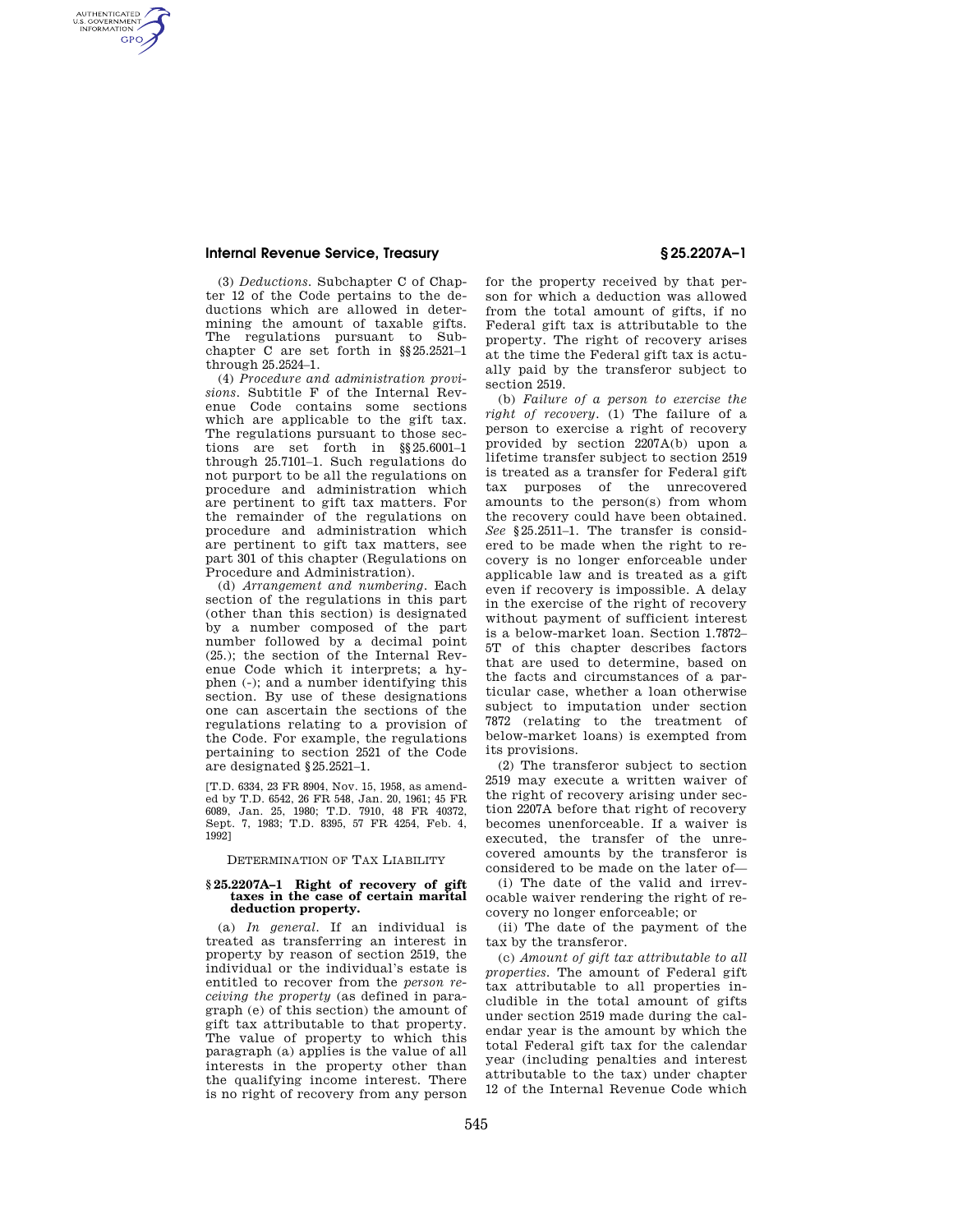(3) *Deductions.* Subchapter C of Chapter 12 of the Code pertains to the deductions which are allowed in determining the amount of taxable gifts. The regulations pursuant to Subchapter C are set forth in §§25.2521–1 through 25.2524–1.

(4) *Procedure and administration provisions.* Subtitle F of the Internal Revenue Code contains some sections which are applicable to the gift tax. The regulations pursuant to those sections are set forth in §§25.6001–1 through 25.7101–1. Such regulations do not purport to be all the regulations on procedure and administration which are pertinent to gift tax matters. For the remainder of the regulations on procedure and administration which are pertinent to gift tax matters, see part 301 of this chapter (Regulations on Procedure and Administration).

(d) *Arrangement and numbering.* Each section of the regulations in this part (other than this section) is designated by a number composed of the part number followed by a decimal point (25.); the section of the Internal Revenue Code which it interprets; a hyphen (-); and a number identifying this section. By use of these designations one can ascertain the sections of the regulations relating to a provision of the Code. For example, the regulations pertaining to section 2521 of the Code are designated §25.2521–1.

[T.D. 6334, 23 FR 8904, Nov. 15, 1958, as amended by T.D. 6542, 26 FR 548, Jan. 20, 1961; 45 FR 6089, Jan. 25, 1980; T.D. 7910, 48 FR 40372, Sept. 7, 1983; T.D. 8395, 57 FR 4254, Feb. 4, 1992]

DETERMINATION OF TAX LIABILITY

### §25.2207A–1 Right of recovery of gift taxes in the case of certain marital deduction property.

(a) *In general.* If an individual is treated as transferring an interest in property by reason of section 2519, the individual or the individual's estate is entitled to recover from the *person receiving the property* (as defined in paragraph (e) of this section) the amount of gift tax attributable to that property. The value of property to which this paragraph (a) applies is the value of all interests in the property other than the qualifying income interest. There is no right of recovery from any person for the property received by that person for which a deduction was allowed from the total amount of gifts, if no Federal gift tax is attributable to the property. The right of recovery arises at the time the Federal gift tax is actually paid by the transferor subject to section 2519.

(b) *Failure of a person to exercise the right of recovery.* (1) The failure of a person to exercise a right of recovery provided by section 2207A(b) upon a lifetime transfer subject to section 2519 is treated as a transfer for Federal gift tax purposes of the unrecovered amounts to the person(s) from whom the recovery could have been obtained. *See* §25.2511–1. The transfer is considered to be made when the right to recovery is no longer enforceable under applicable law and is treated as a gift even if recovery is impossible. A delay in the exercise of the right of recovery without payment of sufficient interest is a below-market loan. Section 1.7872–5T of this chapter describes factors that are used to determine, based on the facts and circumstances of a particular case, whether a loan otherwise subject to imputation under section 7872 (relating to the treatment of below-market loans) is exempted from its provisions.

(2) The transferor subject to section 2519 may execute a written waiver of the right of recovery arising under section 2207A before that right of recovery becomes unenforceable. If a waiver is executed, the transfer of the unrecovered amounts by the transferor is considered to be made on the later of—

(i) The date of the valid and irrevocable waiver rendering the right of recovery no longer enforceable; or

(ii) The date of the payment of the tax by the transferor.

(c) *Amount of gift tax attributable to all properties.* The amount of Federal gift tax attributable to all properties includible in the total amount of gifts under section 2519 made during the calendar year is the amount by which the total Federal gift tax for the calendar year (including penalties and interest attributable to the tax) under chapter 12 of the Internal Revenue Code which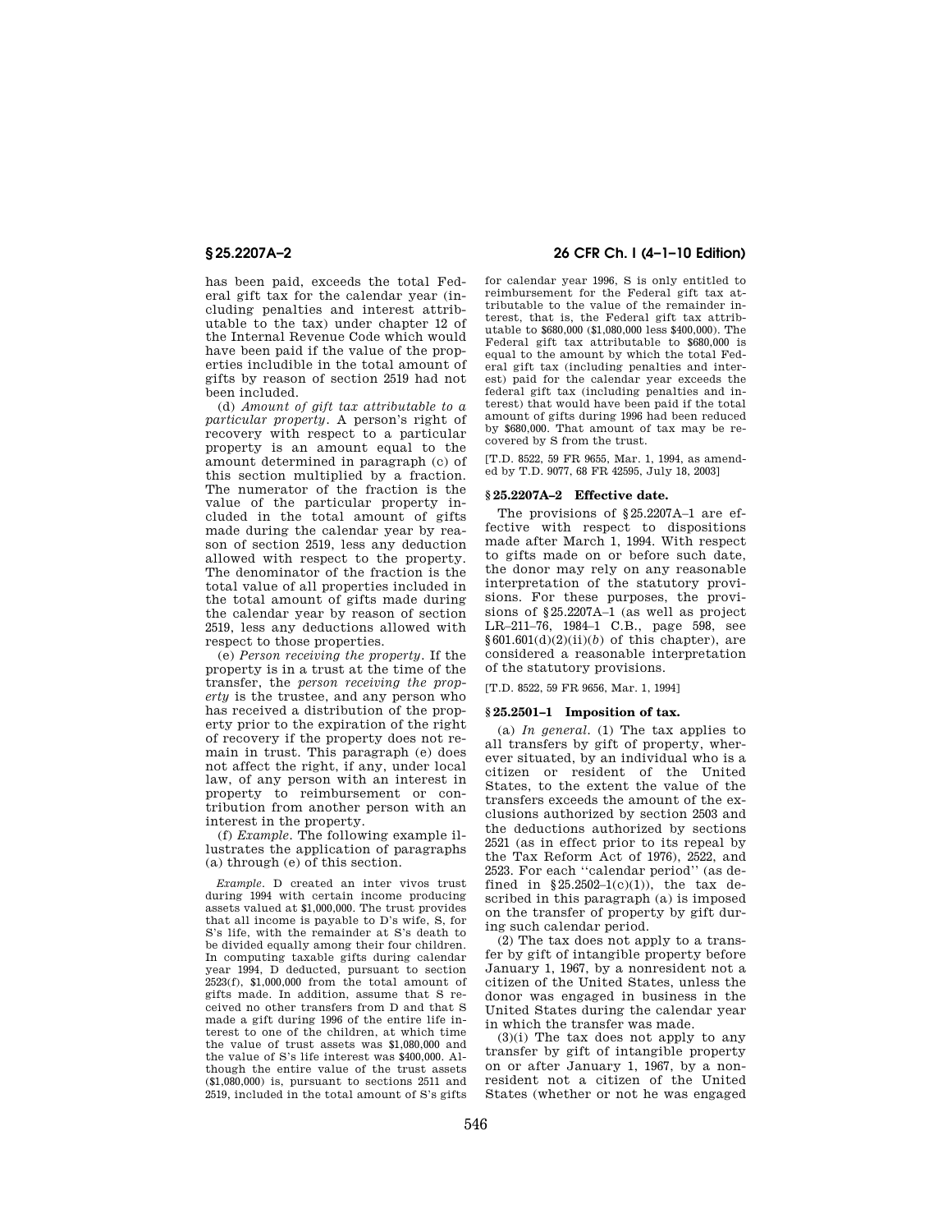has been paid, exceeds the total Federal gift tax for the calendar year (including penalties and interest attributable to the tax) under chapter 12 of the Internal Revenue Code which would have been paid if the value of the properties includible in the total amount of gifts by reason of section 2519 had not been included.

(d) *Amount of gift tax attributable to a particular property.* A person's right of recovery with respect to a particular property is an amount equal to the amount determined in paragraph (c) of this section multiplied by a fraction. The numerator of the fraction is the value of the particular property included in the total amount of gifts made during the calendar year by reason of section 2519, less any deduction allowed with respect to the property. The denominator of the fraction is the total value of all properties included in the total amount of gifts made during the calendar year by reason of section 2519, less any deductions allowed with respect to those properties.

(e) *Person receiving the property.* If the property is in a trust at the time of the transfer, the *person receiving the property* is the trustee, and any person who has received a distribution of the property prior to the expiration of the right of recovery if the property does not remain in trust. This paragraph (e) does not affect the right, if any, under local law, of any person with an interest in property to reimbursement or contribution from another person with an interest in the property.

(f) *Example.* The following example illustrates the application of paragraphs (a) through (e) of this section.

*Example.* D created an inter vivos trust during 1994 with certain income producing assets valued at $1,000,000. The trust provides that all income is payable to D's wife, S, for S's life, with the remainder at S's death to be divided equally among their four children. In computing taxable gifts during calendar year 1994, D deducted, pursuant to section 2523(f), $1,000,000 from the total amount of gifts made. In addition, assume that S received no other transfers from D and that S made a gift during 1996 of the entire life interest to one of the children, at which time the value of trust assets was $1,080,000 and the value of S's life interest was $400,000. Although the entire value of the trust assets ($1,080,000) is, pursuant to sections 2511 and 2519, included in the total amount of S's gifts for calendar year 1996, S is only entitled to reimbursement for the Federal gift tax attributable to the value of the remainder interest, that is, the Federal gift tax attributable to $680,000 ($1,080,000 less $400,000). The Federal gift tax attributable to $680,000 is equal to the amount by which the total Federal gift tax (including penalties and interest) paid for the calendar year exceeds the federal gift tax (including penalties and interest) that would have been paid if the total amount of gifts during 1996 had been reduced by $680,000. That amount of tax may be recovered by S from the trust.

[T.D. 8522, 59 FR 9655, Mar. 1, 1994, as amended by T.D. 9077, 68 FR 42595, July 18, 2003]

## § 25.2207A–2 Effective date.

The provisions of § 25.2207A–1 are effective with respect to dispositions made after March 1, 1994. With respect to gifts made on or before such date, the donor may rely on any reasonable interpretation of the statutory provisions. For these purposes, the provisions of § 25.2207A–1 (as well as project LR–211–76, 1984–1 C.B., page 598, see § 601.601(d)(2)(ii)(*b*) of this chapter), are considered a reasonable interpretation of the statutory provisions.

[T.D. 8522, 59 FR 9656, Mar. 1, 1994]

## § 25.2501–1 Imposition of tax.

(a) *In general.* (1) The tax applies to all transfers by gift of property, wherever situated, by an individual who is a citizen or resident of the United States, to the extent the value of the transfers exceeds the amount of the exclusions authorized by section 2503 and the deductions authorized by sections 2521 (as in effect prior to its repeal by the Tax Reform Act of 1976), 2522, and 2523. For each "calendar period" (as defined in § 25.2502–1(c)(1)), the tax described in this paragraph (a) is imposed on the transfer of property by gift during such calendar period.

(2) The tax does not apply to a transfer by gift of intangible property before January 1, 1967, by a nonresident not a citizen of the United States, unless the donor was engaged in business in the United States during the calendar year in which the transfer was made.

(3)(i) The tax does not apply to any transfer by gift of intangible property on or after January 1, 1967, by a nonresident not a citizen of the United States (whether or not he was engaged